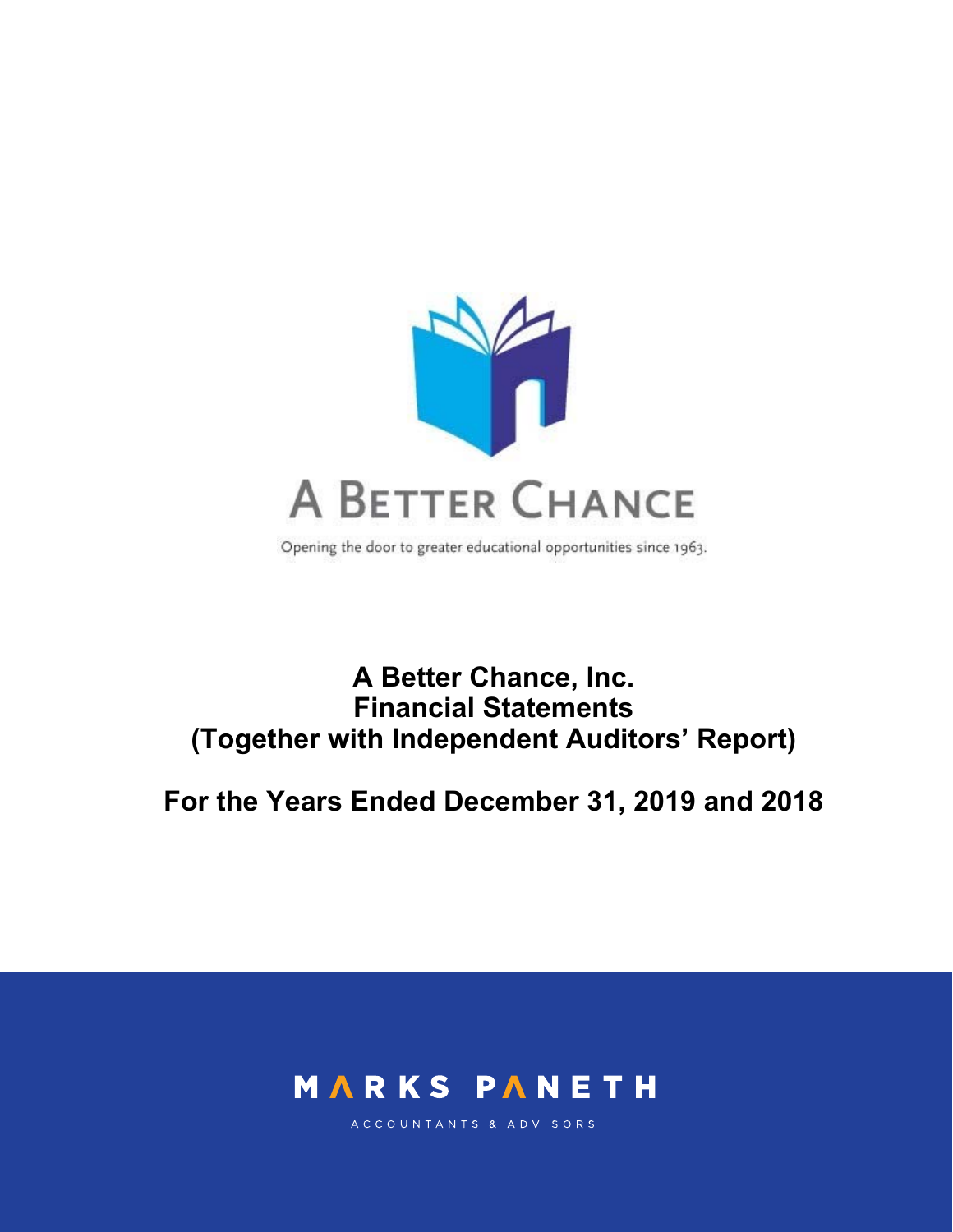A BETTER CHANCE

Opening the door to greater educational opportunities since 1963.

# A Better Chance, Inc.
# Financial Statements
# (Together with Independent Auditors' Report)

## For the Years Ended December 31, 2019 and 2018

MARKS PANETH

ACCOUNTANTS & ADVISORS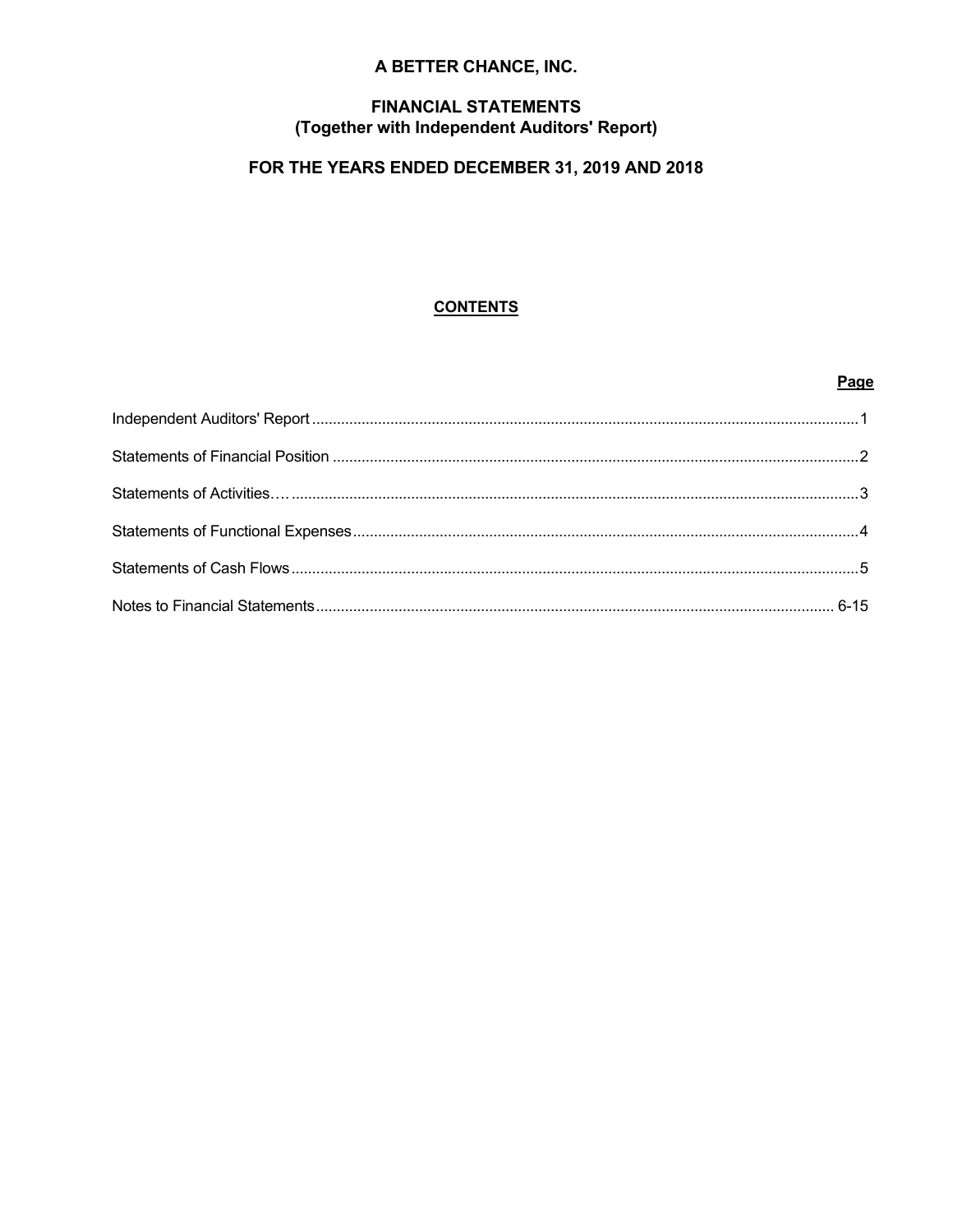# A BETTER CHANCE, INC.

## FINANCIAL STATEMENTS
## (Together with Independent Auditors' Report)

## FOR THE YEARS ENDED DECEMBER 31, 2019 AND 2018

### CONTENTS

| | Page |
|---|---|
| Independent Auditors' Report | 1 |
| Statements of Financial Position | 2 |
| Statements of Activities…. | 3 |
| Statements of Functional Expenses | 4 |
| Statements of Cash Flows | 5 |
| Notes to Financial Statements | 6-15 |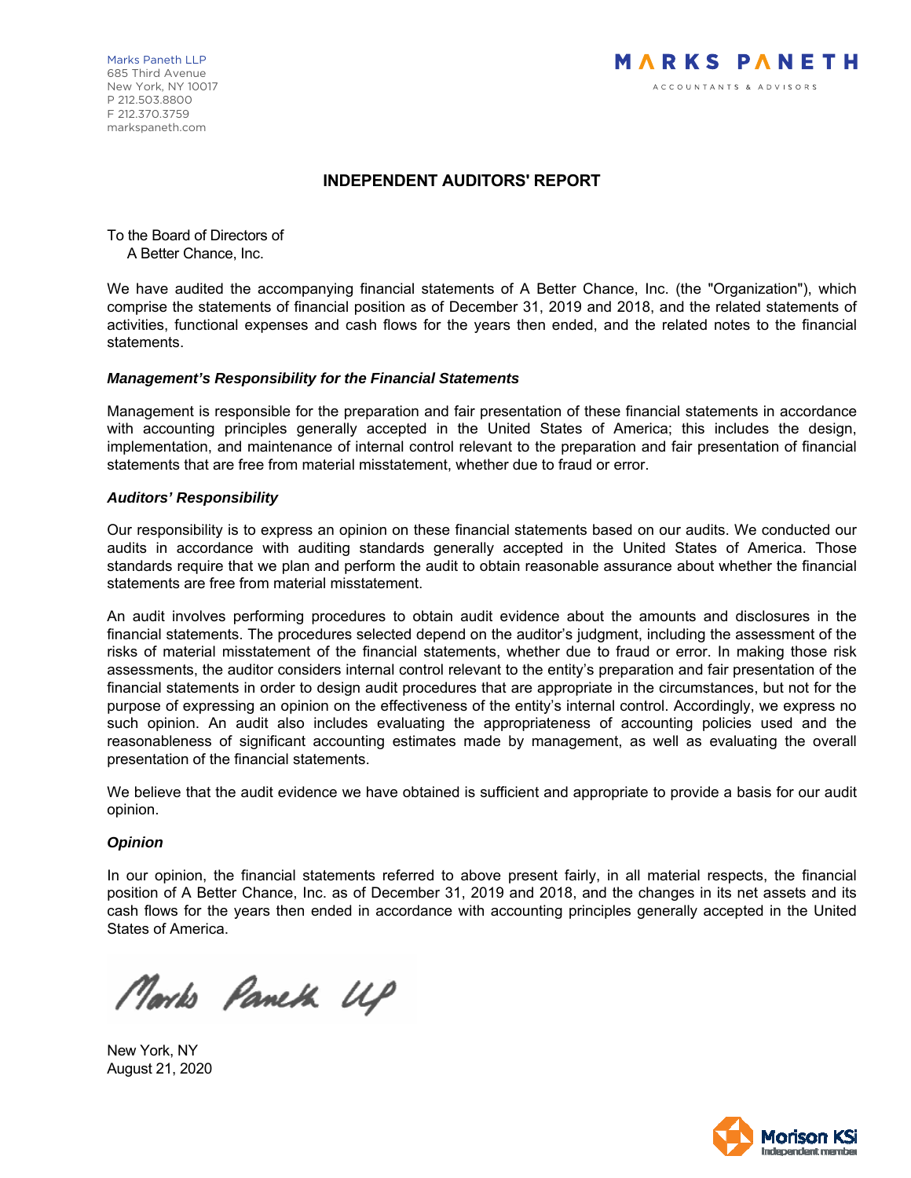Marks Paneth LLP
685 Third Avenue
New York, NY 10017
P 212.503.8800
F 212.370.3759
markspaneth.com

MARKS PANETH
ACCOUNTANTS & ADVISORS

## INDEPENDENT AUDITORS' REPORT

To the Board of Directors of
A Better Chance, Inc.

We have audited the accompanying financial statements of A Better Chance, Inc. (the "Organization"), which comprise the statements of financial position as of December 31, 2019 and 2018, and the related statements of activities, functional expenses and cash flows for the years then ended, and the related notes to the financial statements.

### *Management's Responsibility for the Financial Statements*

Management is responsible for the preparation and fair presentation of these financial statements in accordance with accounting principles generally accepted in the United States of America; this includes the design, implementation, and maintenance of internal control relevant to the preparation and fair presentation of financial statements that are free from material misstatement, whether due to fraud or error.

### *Auditors' Responsibility*

Our responsibility is to express an opinion on these financial statements based on our audits. We conducted our audits in accordance with auditing standards generally accepted in the United States of America. Those standards require that we plan and perform the audit to obtain reasonable assurance about whether the financial statements are free from material misstatement.

An audit involves performing procedures to obtain audit evidence about the amounts and disclosures in the financial statements. The procedures selected depend on the auditor's judgment, including the assessment of the risks of material misstatement of the financial statements, whether due to fraud or error. In making those risk assessments, the auditor considers internal control relevant to the entity's preparation and fair presentation of the financial statements in order to design audit procedures that are appropriate in the circumstances, but not for the purpose of expressing an opinion on the effectiveness of the entity's internal control. Accordingly, we express no such opinion. An audit also includes evaluating the appropriateness of accounting policies used and the reasonableness of significant accounting estimates made by management, as well as evaluating the overall presentation of the financial statements.

We believe that the audit evidence we have obtained is sufficient and appropriate to provide a basis for our audit opinion.

### *Opinion*

In our opinion, the financial statements referred to above present fairly, in all material respects, the financial position of A Better Chance, Inc. as of December 31, 2019 and 2018, and the changes in its net assets and its cash flows for the years then ended in accordance with accounting principles generally accepted in the United States of America.

Marks Paneth LLP

New York, NY
August 21, 2020

Morison KSi
Independent member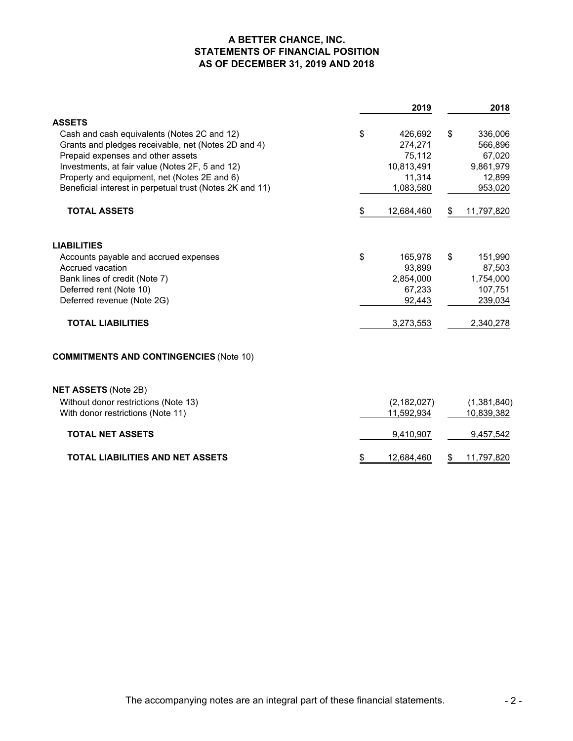# A BETTER CHANCE, INC.
## STATEMENTS OF FINANCIAL POSITION
## AS OF DECEMBER 31, 2019 AND 2018

| | 2019 | 2018 |
|---|---|---|
| **ASSETS** | | |
| Cash and cash equivalents (Notes 2C and 12) | $ 426,692 | $ 336,006 |
| Grants and pledges receivable, net (Notes 2D and 4) | 274,271 | 566,896 |
| Prepaid expenses and other assets | 75,112 | 67,020 |
| Investments, at fair value (Notes 2F, 5 and 12) | 10,813,491 | 9,861,979 |
| Property and equipment, net (Notes 2E and 6) | 11,314 | 12,899 |
| Beneficial interest in perpetual trust (Notes 2K and 11) | 1,083,580 | 953,020 |
| **TOTAL ASSETS** | $ 12,684,460 | $ 11,797,820 |
| **LIABILITIES** | | |
| Accounts payable and accrued expenses | $ 165,978 | $ 151,990 |
| Accrued vacation | 93,899 | 87,503 |
| Bank lines of credit (Note 7) | 2,854,000 | 1,754,000 |
| Deferred rent (Note 10) | 67,233 | 107,751 |
| Deferred revenue (Note 2G) | 92,443 | 239,034 |
| **TOTAL LIABILITIES** | 3,273,553 | 2,340,278 |
| **COMMITMENTS AND CONTINGENCIES** (Note 10) | | |
| **NET ASSETS** (Note 2B) | | |
| Without donor restrictions (Note 13) | (2,182,027) | (1,381,840) |
| With donor restrictions (Note 11) | 11,592,934 | 10,839,382 |
| **TOTAL NET ASSETS** | 9,410,907 | 9,457,542 |
| **TOTAL LIABILITIES AND NET ASSETS** | $ 12,684,460 | $ 11,797,820 |

The accompanying notes are an integral part of these financial statements.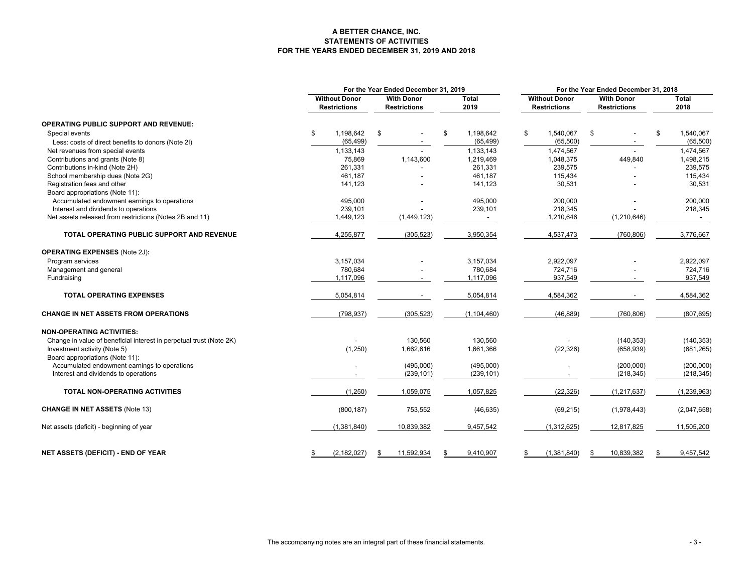# A BETTER CHANCE, INC.
## STATEMENTS OF ACTIVITIES
## FOR THE YEARS ENDED DECEMBER 31, 2019 AND 2018

| | For the Year Ended December 31, 2019 | | | For the Year Ended December 31, 2018 | | |
|---|---|---|---|---|---|---|
| | Without Donor Restrictions | With Donor Restrictions | Total 2019 | Without Donor Restrictions | With Donor Restrictions | Total 2018 |
| **OPERATING PUBLIC SUPPORT AND REVENUE:** | | | | | | |
| Special events | $ 1,198,642 | $ - | $ 1,198,642 | $ 1,540,067 | $ - | $ 1,540,067 |
| Less: costs of direct benefits to donors (Note 2I) | (65,499) | - | (65,499) | (65,500) | - | (65,500) |
| Net revenues from special events | 1,133,143 | - | 1,133,143 | 1,474,567 | - | 1,474,567 |
| Contributions and grants (Note 8) | 75,869 | 1,143,600 | 1,219,469 | 1,048,375 | 449,840 | 1,498,215 |
| Contributions in-kind (Note 2H) | 261,331 | - | 261,331 | 239,575 | - | 239,575 |
| School membership dues (Note 2G) | 461,187 | - | 461,187 | 115,434 | - | 115,434 |
| Registration fees and other | 141,123 | - | 141,123 | 30,531 | - | 30,531 |
| Board appropriations (Note 11): | | | | | | |
| Accumulated endowment earnings to operations | 495,000 | - | 495,000 | 200,000 | - | 200,000 |
| Interest and dividends to operations | 239,101 | - | 239,101 | 218,345 | - | 218,345 |
| Net assets released from restrictions (Notes 2B and 11) | 1,449,123 | (1,449,123) | - | 1,210,646 | (1,210,646) | - |
| **TOTAL OPERATING PUBLIC SUPPORT AND REVENUE** | 4,255,877 | (305,523) | 3,950,354 | 4,537,473 | (760,806) | 3,776,667 |
| **OPERATING EXPENSES** (Note 2J)**:** | | | | | | |
| Program services | 3,157,034 | - | 3,157,034 | 2,922,097 | - | 2,922,097 |
| Management and general | 780,684 | - | 780,684 | 724,716 | - | 724,716 |
| Fundraising | 1,117,096 | - | 1,117,096 | 937,549 | - | 937,549 |
| **TOTAL OPERATING EXPENSES** | 5,054,814 | - | 5,054,814 | 4,584,362 | - | 4,584,362 |
| **CHANGE IN NET ASSETS FROM OPERATIONS** | (798,937) | (305,523) | (1,104,460) | (46,889) | (760,806) | (807,695) |
| **NON-OPERATING ACTIVITIES:** | | | | | | |
| Change in value of beneficial interest in perpetual trust (Note 2K) | - | 130,560 | 130,560 | - | (140,353) | (140,353) |
| Investment activity (Note 5) | (1,250) | 1,662,616 | 1,661,366 | (22,326) | (658,939) | (681,265) |
| Board appropriations (Note 11): | | | | | | |
| Accumulated endowment earnings to operations | - | (495,000) | (495,000) | - | (200,000) | (200,000) |
| Interest and dividends to operations | - | (239,101) | (239,101) | - | (218,345) | (218,345) |
| **TOTAL NON-OPERATING ACTIVITIES** | (1,250) | 1,059,075 | 1,057,825 | (22,326) | (1,217,637) | (1,239,963) |
| **CHANGE IN NET ASSETS** (Note 13) | (800,187) | 753,552 | (46,635) | (69,215) | (1,978,443) | (2,047,658) |
| Net assets (deficit) - beginning of year | (1,381,840) | 10,839,382 | 9,457,542 | (1,312,625) | 12,817,825 | 11,505,200 |
| **NET ASSETS (DEFICIT) - END OF YEAR** | $ (2,182,027) | $ 11,592,934 | $ 9,410,907 | $ (1,381,840) | $ 10,839,382 | $ 9,457,542 |

The accompanying notes are an integral part of these financial statements.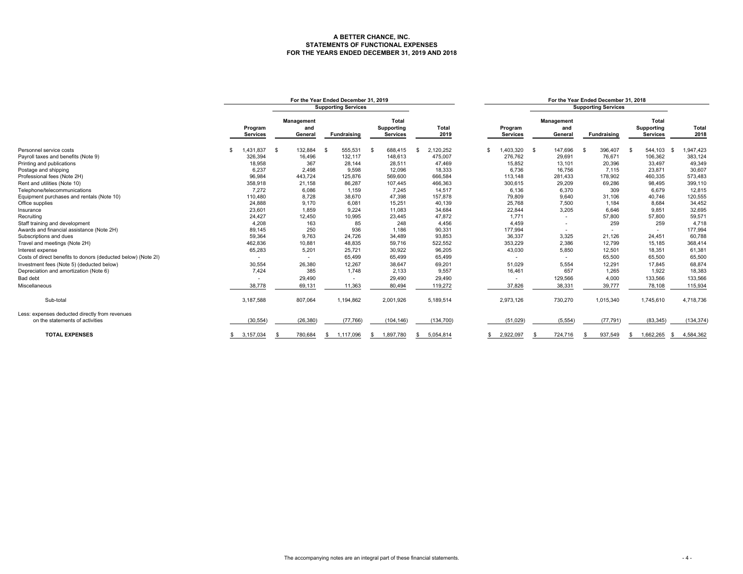# A BETTER CHANCE, INC.
## STATEMENTS OF FUNCTIONAL EXPENSES
## FOR THE YEARS ENDED DECEMBER 31, 2019 AND 2018

| | For the Year Ended December 31, 2019 | | | | | For the Year Ended December 31, 2018 | | | | |
|---|---|---|---|---|---|---|---|---|---|---|
| | | Supporting Services | | | | | Supporting Services | | | |
| | Program Services | Management and General | Fundraising | Total Supporting Services | Total 2019 | Program Services | Management and General | Fundraising | Total Supporting Services | Total 2018 |
| Personnel service costs | $ 1,431,837 | $ 132,884 | $ 555,531 | $ 688,415 | $ 2,120,252 | $ 1,403,320 | $ 147,696 | $ 396,407 | $ 544,103 | $ 1,947,423 |
| Payroll taxes and benefits (Note 9) | 326,394 | 16,496 | 132,117 | 148,613 | 475,007 | 276,762 | 29,691 | 76,671 | 106,362 | 383,124 |
| Printing and publications | 18,958 | 367 | 28,144 | 28,511 | 47,469 | 15,852 | 13,101 | 20,396 | 33,497 | 49,349 |
| Postage and shipping | 6,237 | 2,498 | 9,598 | 12,096 | 18,333 | 6,736 | 16,756 | 7,115 | 23,871 | 30,607 |
| Professional fees (Note 2H) | 96,984 | 443,724 | 125,876 | 569,600 | 666,584 | 113,148 | 281,433 | 178,902 | 460,335 | 573,483 |
| Rent and utilities (Note 10) | 358,918 | 21,158 | 86,287 | 107,445 | 466,363 | 300,615 | 29,209 | 69,286 | 98,495 | 399,110 |
| Telephone/telecommunications | 7,272 | 6,086 | 1,159 | 7,245 | 14,517 | 6,136 | 6,370 | 309 | 6,679 | 12,815 |
| Equipment purchases and rentals (Note 10) | 110,480 | 8,728 | 38,670 | 47,398 | 157,878 | 79,809 | 9,640 | 31,106 | 40,746 | 120,555 |
| Office supplies | 24,888 | 9,170 | 6,081 | 15,251 | 40,139 | 25,768 | 7,500 | 1,184 | 8,684 | 34,452 |
| Insurance | 23,601 | 1,859 | 9,224 | 11,083 | 34,684 | 22,844 | 3,205 | 6,646 | 9,851 | 32,695 |
| Recruiting | 24,427 | 12,450 | 10,995 | 23,445 | 47,872 | 1,771 | - | 57,800 | 57,800 | 59,571 |
| Staff training and development | 4,208 | 163 | 85 | 248 | 4,456 | 4,459 | - | 259 | 259 | 4,718 |
| Awards and financial assistance (Note 2H) | 89,145 | 250 | 936 | 1,186 | 90,331 | 177,994 | - | - | - | 177,994 |
| Subscriptions and dues | 59,364 | 9,763 | 24,726 | 34,489 | 93,853 | 36,337 | 3,325 | 21,126 | 24,451 | 60,788 |
| Travel and meetings (Note 2H) | 462,836 | 10,881 | 48,835 | 59,716 | 522,552 | 353,229 | 2,386 | 12,799 | 15,185 | 368,414 |
| Interest expense | 65,283 | 5,201 | 25,721 | 30,922 | 96,205 | 43,030 | 5,850 | 12,501 | 18,351 | 61,381 |
| Costs of direct benefits to donors (deducted below) (Note 2I) | - | - | 65,499 | 65,499 | 65,499 | - | - | 65,500 | 65,500 | 65,500 |
| Investment fees (Note 5) (deducted below) | 30,554 | 26,380 | 12,267 | 38,647 | 69,201 | 51,029 | 5,554 | 12,291 | 17,845 | 68,874 |
| Depreciation and amortization (Note 6) | 7,424 | 385 | 1,748 | 2,133 | 9,557 | 16,461 | 657 | 1,265 | 1,922 | 18,383 |
| Bad debt | - | 29,490 | - | 29,490 | 29,490 | - | 129,566 | 4,000 | 133,566 | 133,566 |
| Miscellaneous | 38,778 | 69,131 | 11,363 | 80,494 | 119,272 | 37,826 | 38,331 | 39,777 | 78,108 | 115,934 |
| Sub-total | 3,187,588 | 807,064 | 1,194,862 | 2,001,926 | 5,189,514 | 2,973,126 | 730,270 | 1,015,340 | 1,745,610 | 4,718,736 |
| Less: expenses deducted directly from revenues on the statements of activities | (30,554) | (26,380) | (77,766) | (104,146) | (134,700) | (51,029) | (5,554) | (77,791) | (83,345) | (134,374) |
| **TOTAL EXPENSES** | $ 3,157,034 | $ 780,684 | $ 1,117,096 | $ 1,897,780 | $ 5,054,814 | $ 2,922,097 | $ 724,716 | $ 937,549 | $ 1,662,265 | $ 4,584,362 |

The accompanying notes are an integral part of these financial statements.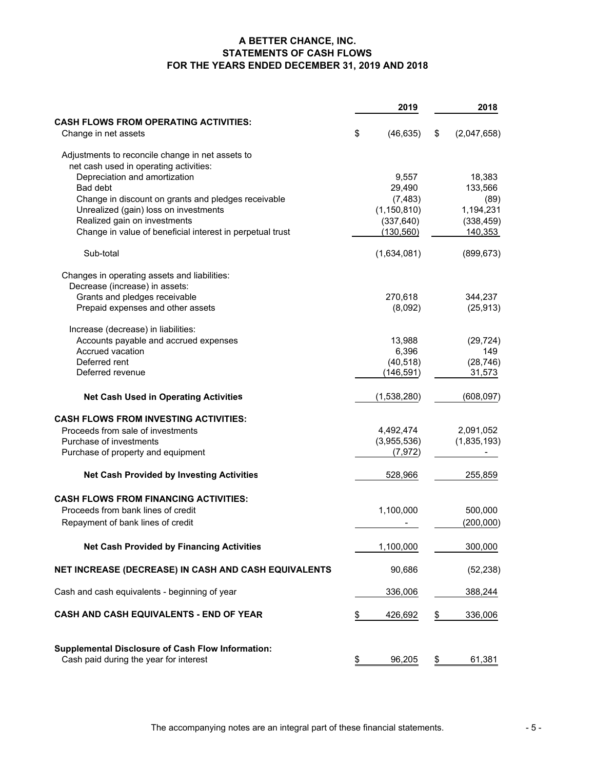# A BETTER CHANCE, INC.
## STATEMENTS OF CASH FLOWS
## FOR THE YEARS ENDED DECEMBER 31, 2019 AND 2018

| | 2019 | 2018 |
|---|---|---|
| **CASH FLOWS FROM OPERATING ACTIVITIES:** | | |
| Change in net assets | $ (46,635) | $ (2,047,658) |
| Adjustments to reconcile change in net assets to net cash used in operating activities: | | |
| Depreciation and amortization | 9,557 | 18,383 |
| Bad debt | 29,490 | 133,566 |
| Change in discount on grants and pledges receivable | (7,483) | (89) |
| Unrealized (gain) loss on investments | (1,150,810) | 1,194,231 |
| Realized gain on investments | (337,640) | (338,459) |
| Change in value of beneficial interest in perpetual trust | (130,560) | 140,353 |
| Sub-total | (1,634,081) | (899,673) |
| Changes in operating assets and liabilities: | | |
| Decrease (increase) in assets: | | |
| Grants and pledges receivable | 270,618 | 344,237 |
| Prepaid expenses and other assets | (8,092) | (25,913) |
| Increase (decrease) in liabilities: | | |
| Accounts payable and accrued expenses | 13,988 | (29,724) |
| Accrued vacation | 6,396 | 149 |
| Deferred rent | (40,518) | (28,746) |
| Deferred revenue | (146,591) | 31,573 |
| **Net Cash Used in Operating Activities** | (1,538,280) | (608,097) |
| **CASH FLOWS FROM INVESTING ACTIVITIES:** | | |
| Proceeds from sale of investments | 4,492,474 | 2,091,052 |
| Purchase of investments | (3,955,536) | (1,835,193) |
| Purchase of property and equipment | (7,972) | - |
| **Net Cash Provided by Investing Activities** | 528,966 | 255,859 |
| **CASH FLOWS FROM FINANCING ACTIVITIES:** | | |
| Proceeds from bank lines of credit | 1,100,000 | 500,000 |
| Repayment of bank lines of credit | - | (200,000) |
| **Net Cash Provided by Financing Activities** | 1,100,000 | 300,000 |
| **NET INCREASE (DECREASE) IN CASH AND CASH EQUIVALENTS** | 90,686 | (52,238) |
| Cash and cash equivalents - beginning of year | 336,006 | 388,244 |
| **CASH AND CASH EQUIVALENTS - END OF YEAR** | $ 426,692 | $ 336,006 |
| **Supplemental Disclosure of Cash Flow Information:** | | |
| Cash paid during the year for interest | $ 96,205 | $ 61,381 |

The accompanying notes are an integral part of these financial statements.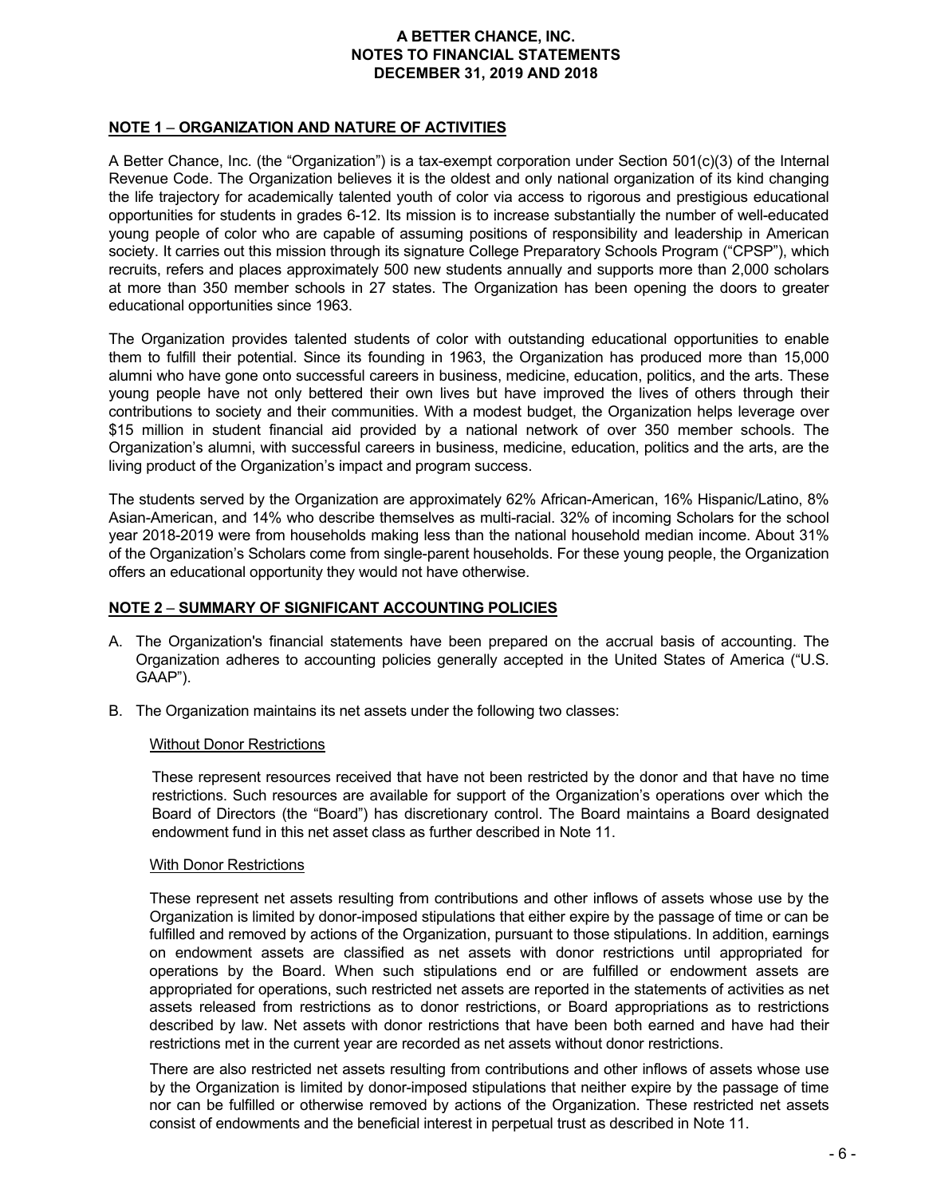**A BETTER CHANCE, INC.**
**NOTES TO FINANCIAL STATEMENTS**
**DECEMBER 31, 2019 AND 2018**

## NOTE 1 – ORGANIZATION AND NATURE OF ACTIVITIES

A Better Chance, Inc. (the "Organization") is a tax-exempt corporation under Section 501(c)(3) of the Internal Revenue Code. The Organization believes it is the oldest and only national organization of its kind changing the life trajectory for academically talented youth of color via access to rigorous and prestigious educational opportunities for students in grades 6-12. Its mission is to increase substantially the number of well-educated young people of color who are capable of assuming positions of responsibility and leadership in American society. It carries out this mission through its signature College Preparatory Schools Program ("CPSP"), which recruits, refers and places approximately 500 new students annually and supports more than 2,000 scholars at more than 350 member schools in 27 states. The Organization has been opening the doors to greater educational opportunities since 1963.

The Organization provides talented students of color with outstanding educational opportunities to enable them to fulfill their potential. Since its founding in 1963, the Organization has produced more than 15,000 alumni who have gone onto successful careers in business, medicine, education, politics, and the arts. These young people have not only bettered their own lives but have improved the lives of others through their contributions to society and their communities. With a modest budget, the Organization helps leverage over $15 million in student financial aid provided by a national network of over 350 member schools. The Organization's alumni, with successful careers in business, medicine, education, politics and the arts, are the living product of the Organization's impact and program success.

The students served by the Organization are approximately 62% African-American, 16% Hispanic/Latino, 8% Asian-American, and 14% who describe themselves as multi-racial. 32% of incoming Scholars for the school year 2018-2019 were from households making less than the national household median income. About 31% of the Organization's Scholars come from single-parent households. For these young people, the Organization offers an educational opportunity they would not have otherwise.

## NOTE 2 – SUMMARY OF SIGNIFICANT ACCOUNTING POLICIES

A. The Organization's financial statements have been prepared on the accrual basis of accounting. The Organization adheres to accounting policies generally accepted in the United States of America ("U.S. GAAP").

B. The Organization maintains its net assets under the following two classes:

   Without Donor Restrictions

   These represent resources received that have not been restricted by the donor and that have no time restrictions. Such resources are available for support of the Organization's operations over which the Board of Directors (the "Board") has discretionary control. The Board maintains a Board designated endowment fund in this net asset class as further described in Note 11.

   With Donor Restrictions

   These represent net assets resulting from contributions and other inflows of assets whose use by the Organization is limited by donor-imposed stipulations that either expire by the passage of time or can be fulfilled and removed by actions of the Organization, pursuant to those stipulations. In addition, earnings on endowment assets are classified as net assets with donor restrictions until appropriated for operations by the Board. When such stipulations end or are fulfilled or endowment assets are appropriated for operations, such restricted net assets are reported in the statements of activities as net assets released from restrictions as to donor restrictions, or Board appropriations as to restrictions described by law. Net assets with donor restrictions that have been both earned and have had their restrictions met in the current year are recorded as net assets without donor restrictions.

   There are also restricted net assets resulting from contributions and other inflows of assets whose use by the Organization is limited by donor-imposed stipulations that neither expire by the passage of time nor can be fulfilled or otherwise removed by actions of the Organization. These restricted net assets consist of endowments and the beneficial interest in perpetual trust as described in Note 11.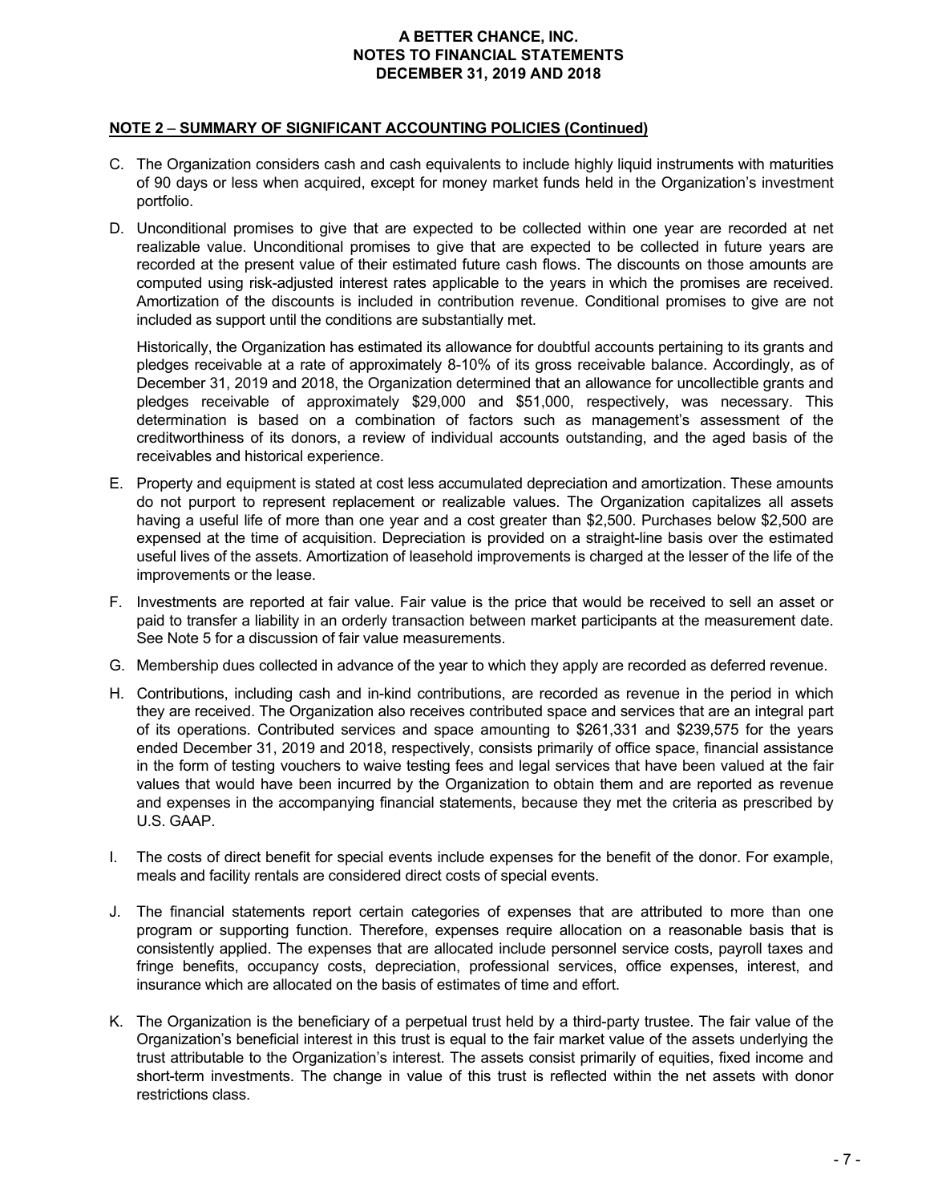# A BETTER CHANCE, INC.
# NOTES TO FINANCIAL STATEMENTS
# DECEMBER 31, 2019 AND 2018

## NOTE 2 – SUMMARY OF SIGNIFICANT ACCOUNTING POLICIES (Continued)

C. The Organization considers cash and cash equivalents to include highly liquid instruments with maturities of 90 days or less when acquired, except for money market funds held in the Organization's investment portfolio.

D. Unconditional promises to give that are expected to be collected within one year are recorded at net realizable value. Unconditional promises to give that are expected to be collected in future years are recorded at the present value of their estimated future cash flows. The discounts on those amounts are computed using risk-adjusted interest rates applicable to the years in which the promises are received. Amortization of the discounts is included in contribution revenue. Conditional promises to give are not included as support until the conditions are substantially met.

   Historically, the Organization has estimated its allowance for doubtful accounts pertaining to its grants and pledges receivable at a rate of approximately 8-10% of its gross receivable balance. Accordingly, as of December 31, 2019 and 2018, the Organization determined that an allowance for uncollectible grants and pledges receivable of approximately $29,000 and $51,000, respectively, was necessary. This determination is based on a combination of factors such as management's assessment of the creditworthiness of its donors, a review of individual accounts outstanding, and the aged basis of the receivables and historical experience.

E. Property and equipment is stated at cost less accumulated depreciation and amortization. These amounts do not purport to represent replacement or realizable values. The Organization capitalizes all assets having a useful life of more than one year and a cost greater than $2,500. Purchases below $2,500 are expensed at the time of acquisition. Depreciation is provided on a straight-line basis over the estimated useful lives of the assets. Amortization of leasehold improvements is charged at the lesser of the life of the improvements or the lease.

F. Investments are reported at fair value. Fair value is the price that would be received to sell an asset or paid to transfer a liability in an orderly transaction between market participants at the measurement date. See Note 5 for a discussion of fair value measurements.

G. Membership dues collected in advance of the year to which they apply are recorded as deferred revenue.

H. Contributions, including cash and in-kind contributions, are recorded as revenue in the period in which they are received. The Organization also receives contributed space and services that are an integral part of its operations. Contributed services and space amounting to $261,331 and $239,575 for the years ended December 31, 2019 and 2018, respectively, consists primarily of office space, financial assistance in the form of testing vouchers to waive testing fees and legal services that have been valued at the fair values that would have been incurred by the Organization to obtain them and are reported as revenue and expenses in the accompanying financial statements, because they met the criteria as prescribed by U.S. GAAP.

I. The costs of direct benefit for special events include expenses for the benefit of the donor. For example, meals and facility rentals are considered direct costs of special events.

J. The financial statements report certain categories of expenses that are attributed to more than one program or supporting function. Therefore, expenses require allocation on a reasonable basis that is consistently applied. The expenses that are allocated include personnel service costs, payroll taxes and fringe benefits, occupancy costs, depreciation, professional services, office expenses, interest, and insurance which are allocated on the basis of estimates of time and effort.

K. The Organization is the beneficiary of a perpetual trust held by a third-party trustee. The fair value of the Organization's beneficial interest in this trust is equal to the fair market value of the assets underlying the trust attributable to the Organization's interest. The assets consist primarily of equities, fixed income and short-term investments. The change in value of this trust is reflected within the net assets with donor restrictions class.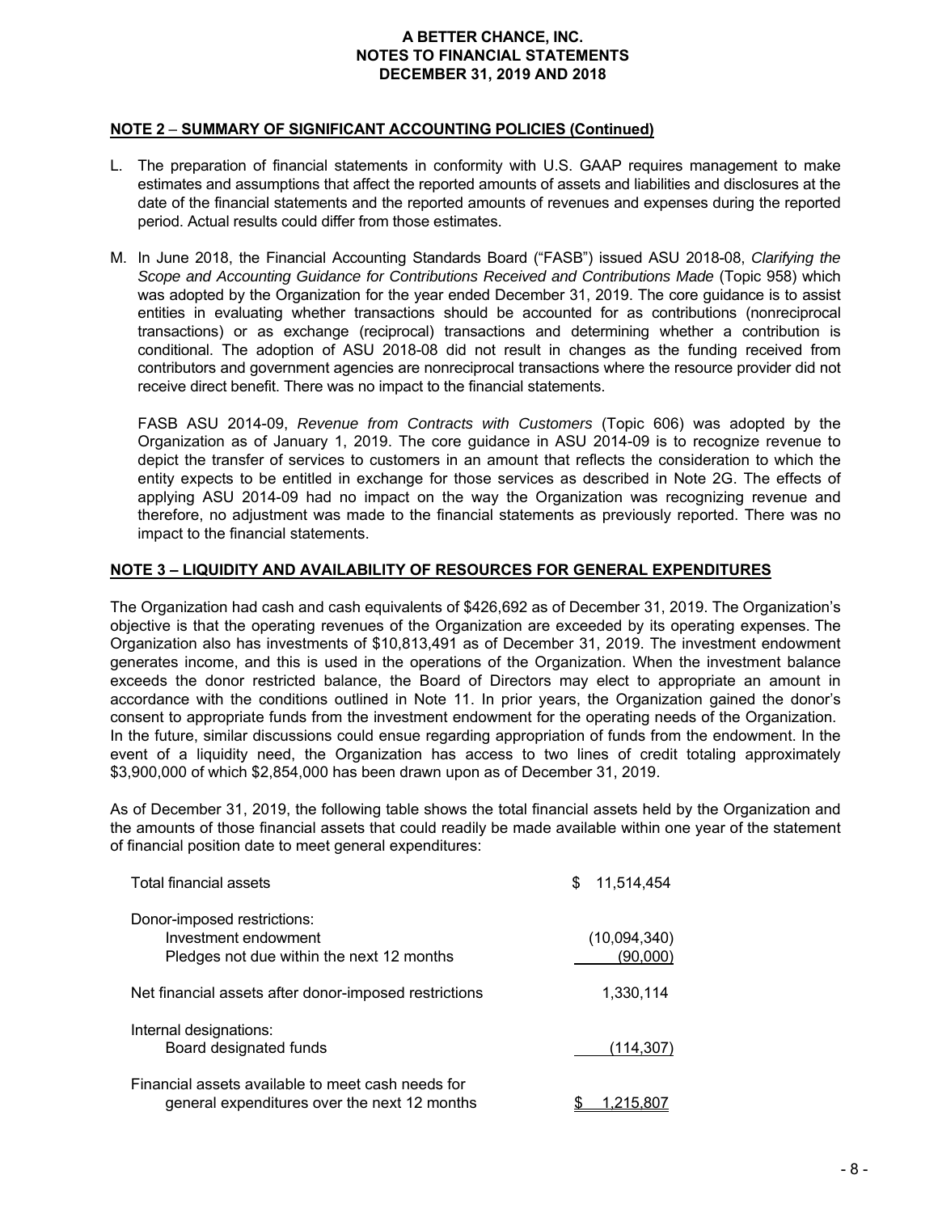# A BETTER CHANCE, INC.
# NOTES TO FINANCIAL STATEMENTS
# DECEMBER 31, 2019 AND 2018

## NOTE 2 – SUMMARY OF SIGNIFICANT ACCOUNTING POLICIES (Continued)

L. The preparation of financial statements in conformity with U.S. GAAP requires management to make estimates and assumptions that affect the reported amounts of assets and liabilities and disclosures at the date of the financial statements and the reported amounts of revenues and expenses during the reported period. Actual results could differ from those estimates.

M. In June 2018, the Financial Accounting Standards Board ("FASB") issued ASU 2018-08, *Clarifying the Scope and Accounting Guidance for Contributions Received and Contributions Made* (Topic 958) which was adopted by the Organization for the year ended December 31, 2019. The core guidance is to assist entities in evaluating whether transactions should be accounted for as contributions (nonreciprocal transactions) or as exchange (reciprocal) transactions and determining whether a contribution is conditional. The adoption of ASU 2018-08 did not result in changes as the funding received from contributors and government agencies are nonreciprocal transactions where the resource provider did not receive direct benefit. There was no impact to the financial statements.

   FASB ASU 2014-09, *Revenue from Contracts with Customers* (Topic 606) was adopted by the Organization as of January 1, 2019. The core guidance in ASU 2014-09 is to recognize revenue to depict the transfer of services to customers in an amount that reflects the consideration to which the entity expects to be entitled in exchange for those services as described in Note 2G. The effects of applying ASU 2014-09 had no impact on the way the Organization was recognizing revenue and therefore, no adjustment was made to the financial statements as previously reported. There was no impact to the financial statements.

## NOTE 3 – LIQUIDITY AND AVAILABILITY OF RESOURCES FOR GENERAL EXPENDITURES

The Organization had cash and cash equivalents of $426,692 as of December 31, 2019. The Organization's objective is that the operating revenues of the Organization are exceeded by its operating expenses. The Organization also has investments of $10,813,491 as of December 31, 2019. The investment endowment generates income, and this is used in the operations of the Organization. When the investment balance exceeds the donor restricted balance, the Board of Directors may elect to appropriate an amount in accordance with the conditions outlined in Note 11. In prior years, the Organization gained the donor's consent to appropriate funds from the investment endowment for the operating needs of the Organization. In the future, similar discussions could ensue regarding appropriation of funds from the endowment. In the event of a liquidity need, the Organization has access to two lines of credit totaling approximately $3,900,000 of which $2,854,000 has been drawn upon as of December 31, 2019.

As of December 31, 2019, the following table shows the total financial assets held by the Organization and the amounts of those financial assets that could readily be made available within one year of the statement of financial position date to meet general expenditures:

| | |
|---|---|
| Total financial assets | $ 11,514,454 |
| Donor-imposed restrictions: | |
| Investment endowment | (10,094,340) |
| Pledges not due within the next 12 months | (90,000) |
| Net financial assets after donor-imposed restrictions | 1,330,114 |
| Internal designations: | |
| Board designated funds | (114,307) |
| Financial assets available to meet cash needs for general expenditures over the next 12 months | $ 1,215,807 |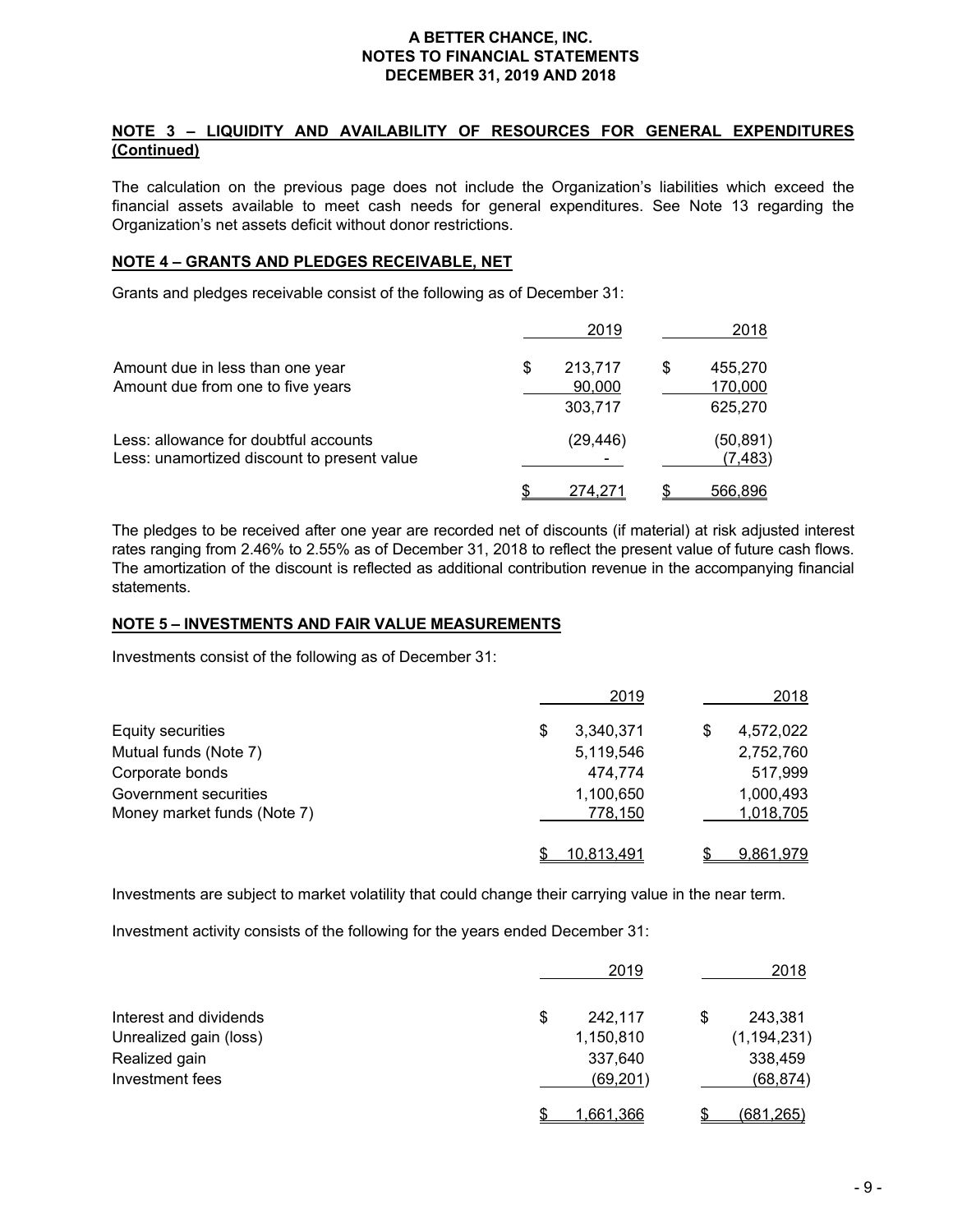**A BETTER CHANCE, INC.**
**NOTES TO FINANCIAL STATEMENTS**
**DECEMBER 31, 2019 AND 2018**

## NOTE 3 – LIQUIDITY AND AVAILABILITY OF RESOURCES FOR GENERAL EXPENDITURES (Continued)

The calculation on the previous page does not include the Organization's liabilities which exceed the financial assets available to meet cash needs for general expenditures. See Note 13 regarding the Organization's net assets deficit without donor restrictions.

## NOTE 4 – GRANTS AND PLEDGES RECEIVABLE, NET

Grants and pledges receivable consist of the following as of December 31:

| | 2019 | 2018 |
|---|---|---|
| Amount due in less than one year | $ 213,717 | $ 455,270 |
| Amount due from one to five years | 90,000 | 170,000 |
| | 303,717 | 625,270 |
| Less: allowance for doubtful accounts | (29,446) | (50,891) |
| Less: unamortized discount to present value | - | (7,483) |
| | $ 274,271 | $ 566,896 |

The pledges to be received after one year are recorded net of discounts (if material) at risk adjusted interest rates ranging from 2.46% to 2.55% as of December 31, 2018 to reflect the present value of future cash flows. The amortization of the discount is reflected as additional contribution revenue in the accompanying financial statements.

## NOTE 5 – INVESTMENTS AND FAIR VALUE MEASUREMENTS

Investments consist of the following as of December 31:

| | 2019 | 2018 |
|---|---|---|
| Equity securities | $ 3,340,371 | $ 4,572,022 |
| Mutual funds (Note 7) | 5,119,546 | 2,752,760 |
| Corporate bonds | 474,774 | 517,999 |
| Government securities | 1,100,650 | 1,000,493 |
| Money market funds (Note 7) | 778,150 | 1,018,705 |
| | $ 10,813,491 | $ 9,861,979 |

Investments are subject to market volatility that could change their carrying value in the near term.

Investment activity consists of the following for the years ended December 31:

| | 2019 | 2018 |
|---|---|---|
| Interest and dividends | $ 242,117 | $ 243,381 |
| Unrealized gain (loss) | 1,150,810 | (1,194,231) |
| Realized gain | 337,640 | 338,459 |
| Investment fees | (69,201) | (68,874) |
| | $ 1,661,366 | $ (681,265) |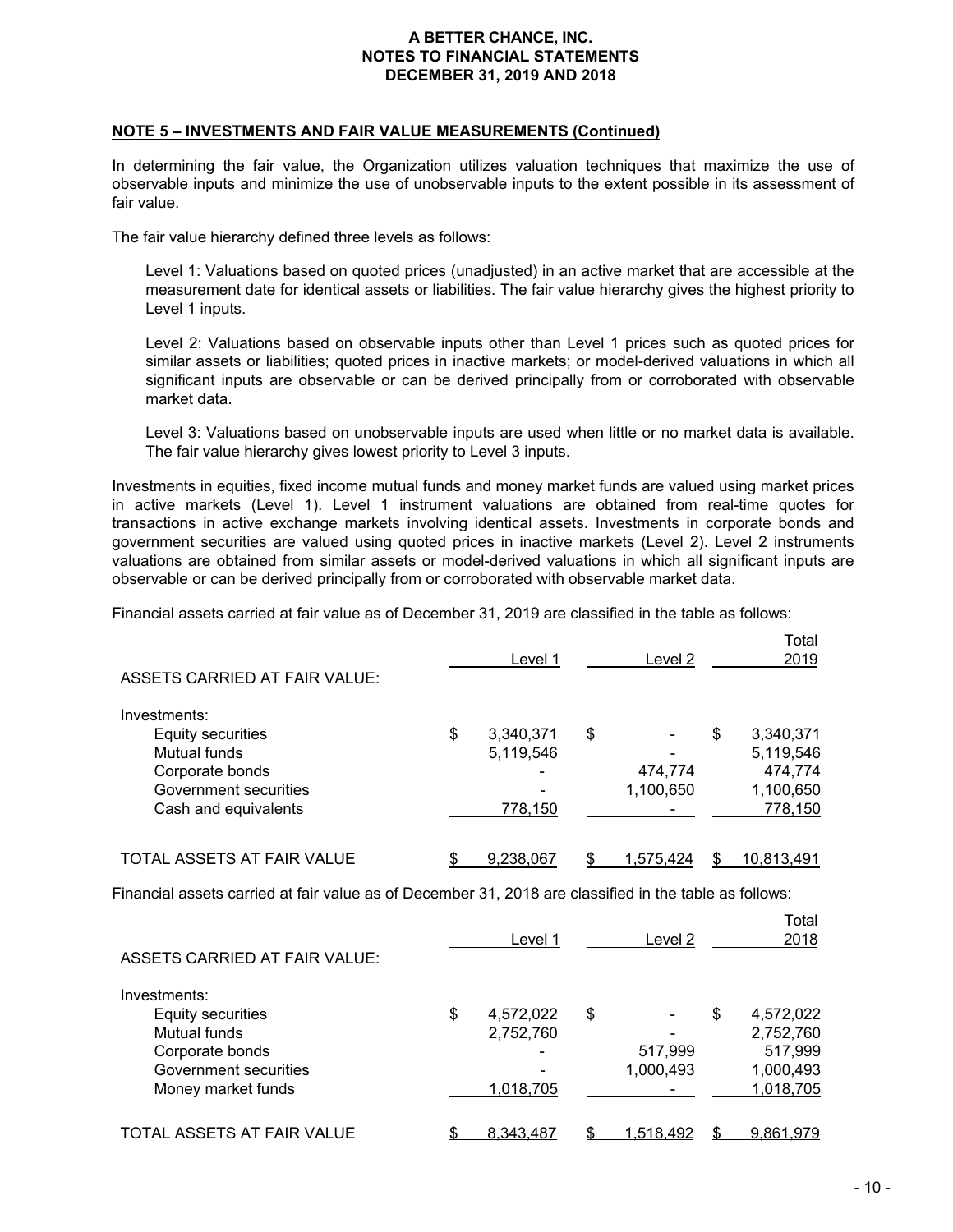## NOTE 5 – INVESTMENTS AND FAIR VALUE MEASUREMENTS (Continued)

In determining the fair value, the Organization utilizes valuation techniques that maximize the use of observable inputs and minimize the use of unobservable inputs to the extent possible in its assessment of fair value.

The fair value hierarchy defined three levels as follows:

Level 1: Valuations based on quoted prices (unadjusted) in an active market that are accessible at the measurement date for identical assets or liabilities. The fair value hierarchy gives the highest priority to Level 1 inputs.

Level 2: Valuations based on observable inputs other than Level 1 prices such as quoted prices for similar assets or liabilities; quoted prices in inactive markets; or model-derived valuations in which all significant inputs are observable or can be derived principally from or corroborated with observable market data.

Level 3: Valuations based on unobservable inputs are used when little or no market data is available. The fair value hierarchy gives lowest priority to Level 3 inputs.

Investments in equities, fixed income mutual funds and money market funds are valued using market prices in active markets (Level 1). Level 1 instrument valuations are obtained from real-time quotes for transactions in active exchange markets involving identical assets. Investments in corporate bonds and government securities are valued using quoted prices in inactive markets (Level 2). Level 2 instruments valuations are obtained from similar assets or model-derived valuations in which all significant inputs are observable or can be derived principally from or corroborated with observable market data.

Financial assets carried at fair value as of December 31, 2019 are classified in the table as follows:

| | Level 1 | Level 2 | Total 2019 |
|---|---|---|---|
| ASSETS CARRIED AT FAIR VALUE: | | | |
| Investments: | | | |
| Equity securities | $ 3,340,371 | $ - | $ 3,340,371 |
| Mutual funds | 5,119,546 | - | 5,119,546 |
| Corporate bonds | - | 474,774 | 474,774 |
| Government securities | - | 1,100,650 | 1,100,650 |
| Cash and equivalents | 778,150 | - | 778,150 |
| TOTAL ASSETS AT FAIR VALUE | $ 9,238,067 | $ 1,575,424 | $ 10,813,491 |

Financial assets carried at fair value as of December 31, 2018 are classified in the table as follows:

| | Level 1 | Level 2 | Total 2018 |
|---|---|---|---|
| ASSETS CARRIED AT FAIR VALUE: | | | |
| Investments: | | | |
| Equity securities | $ 4,572,022 | $ - | $ 4,572,022 |
| Mutual funds | 2,752,760 | - | 2,752,760 |
| Corporate bonds | - | 517,999 | 517,999 |
| Government securities | - | 1,000,493 | 1,000,493 |
| Money market funds | 1,018,705 | - | 1,018,705 |
| TOTAL ASSETS AT FAIR VALUE | $ 8,343,487 | $ 1,518,492 | $ 9,861,979 |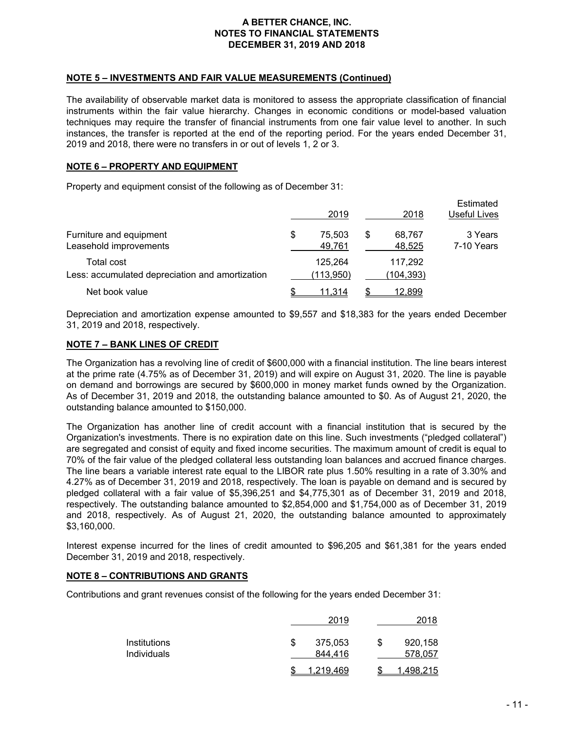# A BETTER CHANCE, INC.
# NOTES TO FINANCIAL STATEMENTS
# DECEMBER 31, 2019 AND 2018

## NOTE 5 – INVESTMENTS AND FAIR VALUE MEASUREMENTS (Continued)

The availability of observable market data is monitored to assess the appropriate classification of financial instruments within the fair value hierarchy. Changes in economic conditions or model-based valuation techniques may require the transfer of financial instruments from one fair value level to another. In such instances, the transfer is reported at the end of the reporting period. For the years ended December 31, 2019 and 2018, there were no transfers in or out of levels 1, 2 or 3.

## NOTE 6 – PROPERTY AND EQUIPMENT

Property and equipment consist of the following as of December 31:

| | 2019 | 2018 | Estimated Useful Lives |
|---|---|---|---|
| Furniture and equipment | $ 75,503 | $ 68,767 | 3 Years |
| Leasehold improvements | 49,761 | 48,525 | 7-10 Years |
| Total cost | 125,264 | 117,292 | |
| Less: accumulated depreciation and amortization | (113,950) | (104,393) | |
| Net book value | $ 11,314 | $ 12,899 | |

Depreciation and amortization expense amounted to $9,557 and $18,383 for the years ended December 31, 2019 and 2018, respectively.

## NOTE 7 – BANK LINES OF CREDIT

The Organization has a revolving line of credit of $600,000 with a financial institution. The line bears interest at the prime rate (4.75% as of December 31, 2019) and will expire on August 31, 2020. The line is payable on demand and borrowings are secured by $600,000 in money market funds owned by the Organization. As of December 31, 2019 and 2018, the outstanding balance amounted to $0. As of August 21, 2020, the outstanding balance amounted to $150,000.

The Organization has another line of credit account with a financial institution that is secured by the Organization's investments. There is no expiration date on this line. Such investments ("pledged collateral") are segregated and consist of equity and fixed income securities. The maximum amount of credit is equal to 70% of the fair value of the pledged collateral less outstanding loan balances and accrued finance charges. The line bears a variable interest rate equal to the LIBOR rate plus 1.50% resulting in a rate of 3.30% and 4.27% as of December 31, 2019 and 2018, respectively. The loan is payable on demand and is secured by pledged collateral with a fair value of $5,396,251 and $4,775,301 as of December 31, 2019 and 2018, respectively. The outstanding balance amounted to $2,854,000 and $1,754,000 as of December 31, 2019 and 2018, respectively. As of August 21, 2020, the outstanding balance amounted to approximately $3,160,000.

Interest expense incurred for the lines of credit amounted to $96,205 and $61,381 for the years ended December 31, 2019 and 2018, respectively.

## NOTE 8 – CONTRIBUTIONS AND GRANTS

Contributions and grant revenues consist of the following for the years ended December 31:

| | 2019 | 2018 |
|---|---|---|
| Institutions | $ 375,053 | $ 920,158 |
| Individuals | 844,416 | 578,057 |
| | $ 1,219,469 | $ 1,498,215 |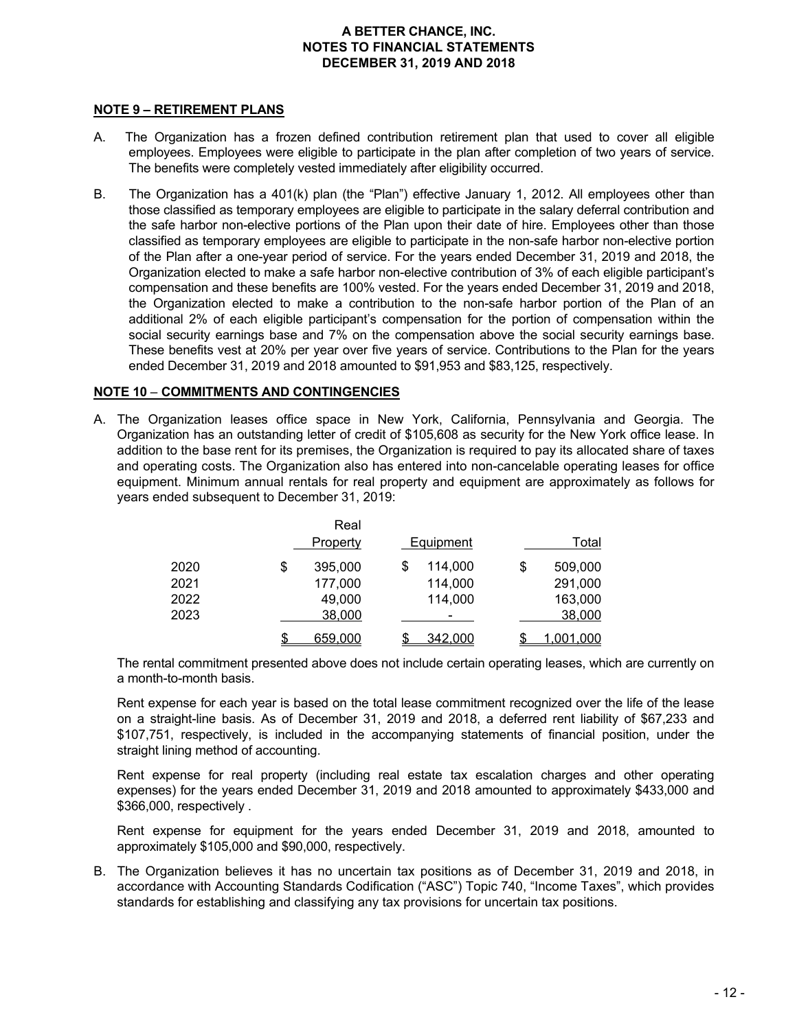**A BETTER CHANCE, INC.**
**NOTES TO FINANCIAL STATEMENTS**
**DECEMBER 31, 2019 AND 2018**

**NOTE 9 – RETIREMENT PLANS**

A. The Organization has a frozen defined contribution retirement plan that used to cover all eligible employees. Employees were eligible to participate in the plan after completion of two years of service. The benefits were completely vested immediately after eligibility occurred.

B. The Organization has a 401(k) plan (the "Plan") effective January 1, 2012. All employees other than those classified as temporary employees are eligible to participate in the salary deferral contribution and the safe harbor non-elective portions of the Plan upon their date of hire. Employees other than those classified as temporary employees are eligible to participate in the non-safe harbor non-elective portion of the Plan after a one-year period of service. For the years ended December 31, 2019 and 2018, the Organization elected to make a safe harbor non-elective contribution of 3% of each eligible participant's compensation and these benefits are 100% vested. For the years ended December 31, 2019 and 2018, the Organization elected to make a contribution to the non-safe harbor portion of the Plan of an additional 2% of each eligible participant's compensation for the portion of compensation within the social security earnings base and 7% on the compensation above the social security earnings base. These benefits vest at 20% per year over five years of service. Contributions to the Plan for the years ended December 31, 2019 and 2018 amounted to $91,953 and $83,125, respectively.

**NOTE 10 – COMMITMENTS AND CONTINGENCIES**

A. The Organization leases office space in New York, California, Pennsylvania and Georgia. The Organization has an outstanding letter of credit of $105,608 as security for the New York office lease. In addition to the base rent for its premises, the Organization is required to pay its allocated share of taxes and operating costs. The Organization also has entered into non-cancelable operating leases for office equipment. Minimum annual rentals for real property and equipment are approximately as follows for years ended subsequent to December 31, 2019:

| | Real Property | Equipment | Total |
|---|---|---|---|
| 2020 | $ 395,000 | $ 114,000 | $ 509,000 |
| 2021 | 177,000 | 114,000 | 291,000 |
| 2022 | 49,000 | 114,000 | 163,000 |
| 2023 | 38,000 | - | 38,000 |
| | $ 659,000 | $ 342,000 | $ 1,001,000 |

The rental commitment presented above does not include certain operating leases, which are currently on a month-to-month basis.

Rent expense for each year is based on the total lease commitment recognized over the life of the lease on a straight-line basis. As of December 31, 2019 and 2018, a deferred rent liability of $67,233 and $107,751, respectively, is included in the accompanying statements of financial position, under the straight lining method of accounting.

Rent expense for real property (including real estate tax escalation charges and other operating expenses) for the years ended December 31, 2019 and 2018 amounted to approximately $433,000 and $366,000, respectively .

Rent expense for equipment for the years ended December 31, 2019 and 2018, amounted to approximately $105,000 and $90,000, respectively.

B. The Organization believes it has no uncertain tax positions as of December 31, 2019 and 2018, in accordance with Accounting Standards Codification ("ASC") Topic 740, "Income Taxes", which provides standards for establishing and classifying any tax provisions for uncertain tax positions.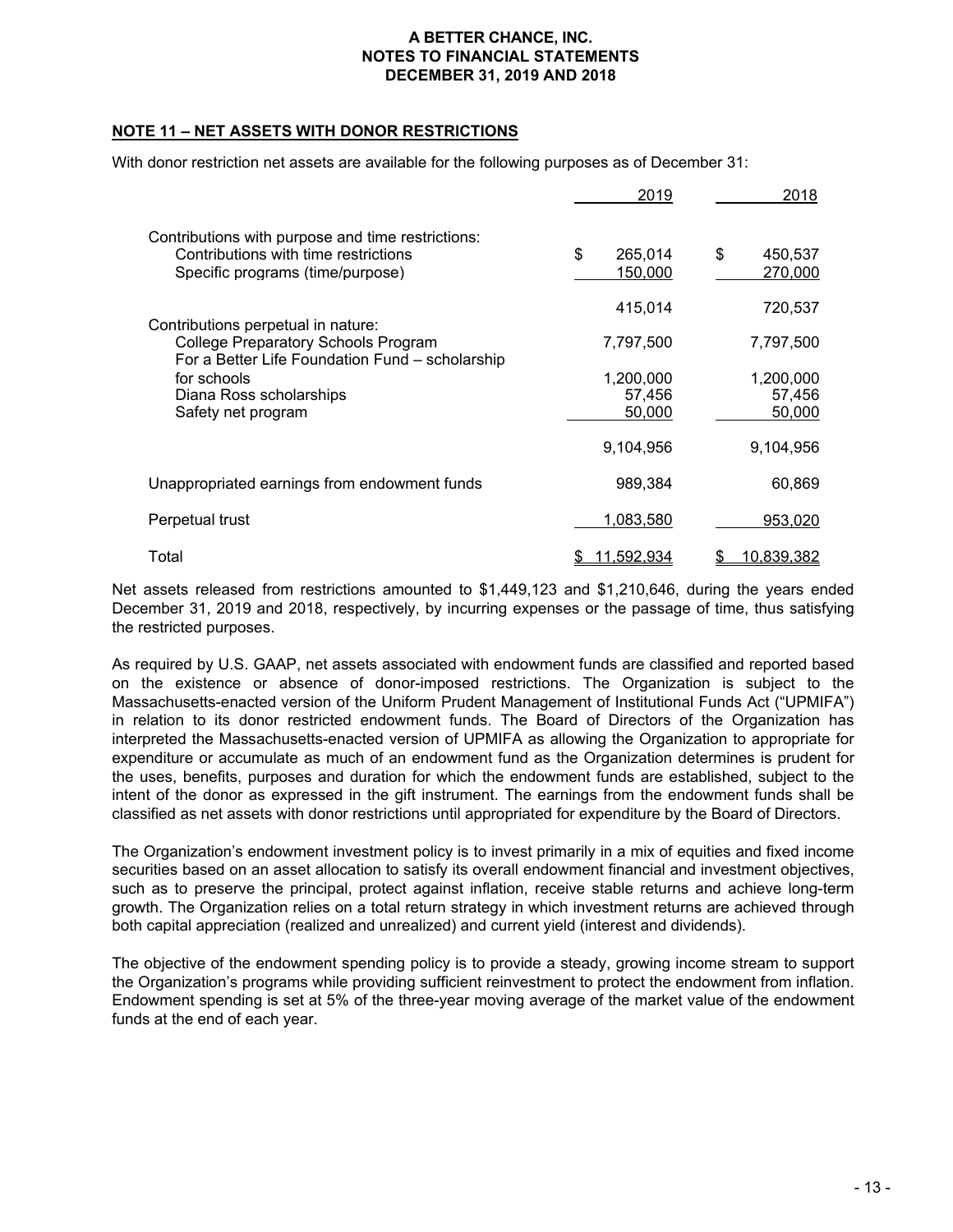**A BETTER CHANCE, INC.**
**NOTES TO FINANCIAL STATEMENTS**
**DECEMBER 31, 2019 AND 2018**

## NOTE 11 – NET ASSETS WITH DONOR RESTRICTIONS

With donor restriction net assets are available for the following purposes as of December 31:

| | 2019 | 2018 |
|---|---|---|
| Contributions with purpose and time restrictions: | | |
| Contributions with time restrictions | $ 265,014 | $ 450,537 |
| Specific programs (time/purpose) | 150,000 | 270,000 |
| | 415,014 | 720,537 |
| Contributions perpetual in nature: | | |
| College Preparatory Schools Program | 7,797,500 | 7,797,500 |
| For a Better Life Foundation Fund – scholarship for schools | 1,200,000 | 1,200,000 |
| Diana Ross scholarships | 57,456 | 57,456 |
| Safety net program | 50,000 | 50,000 |
| | 9,104,956 | 9,104,956 |
| Unappropriated earnings from endowment funds | 989,384 | 60,869 |
| Perpetual trust | 1,083,580 | 953,020 |
| Total | $ 11,592,934 | $ 10,839,382 |

Net assets released from restrictions amounted to $1,449,123 and $1,210,646, during the years ended December 31, 2019 and 2018, respectively, by incurring expenses or the passage of time, thus satisfying the restricted purposes.

As required by U.S. GAAP, net assets associated with endowment funds are classified and reported based on the existence or absence of donor-imposed restrictions. The Organization is subject to the Massachusetts-enacted version of the Uniform Prudent Management of Institutional Funds Act ("UPMIFA") in relation to its donor restricted endowment funds. The Board of Directors of the Organization has interpreted the Massachusetts-enacted version of UPMIFA as allowing the Organization to appropriate for expenditure or accumulate as much of an endowment fund as the Organization determines is prudent for the uses, benefits, purposes and duration for which the endowment funds are established, subject to the intent of the donor as expressed in the gift instrument. The earnings from the endowment funds shall be classified as net assets with donor restrictions until appropriated for expenditure by the Board of Directors.

The Organization's endowment investment policy is to invest primarily in a mix of equities and fixed income securities based on an asset allocation to satisfy its overall endowment financial and investment objectives, such as to preserve the principal, protect against inflation, receive stable returns and achieve long-term growth. The Organization relies on a total return strategy in which investment returns are achieved through both capital appreciation (realized and unrealized) and current yield (interest and dividends).

The objective of the endowment spending policy is to provide a steady, growing income stream to support the Organization's programs while providing sufficient reinvestment to protect the endowment from inflation. Endowment spending is set at 5% of the three-year moving average of the market value of the endowment funds at the end of each year.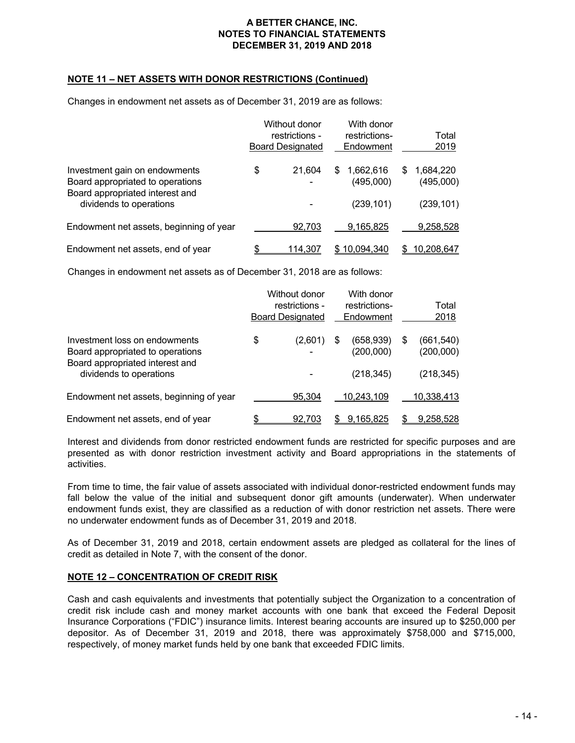## NOTE 11 – NET ASSETS WITH DONOR RESTRICTIONS (Continued)

Changes in endowment net assets as of December 31, 2019 are as follows:

| | Without donor restrictions - Board Designated | With donor restrictions- Endowment | Total 2019 |
|---|---|---|---|
| Investment gain on endowments | $ 21,604 | $ 1,662,616 | $ 1,684,220 |
| Board appropriated to operations | - | (495,000) | (495,000) |
| Board appropriated interest and dividends to operations | - | (239,101) | (239,101) |
| Endowment net assets, beginning of year | 92,703 | 9,165,825 | 9,258,528 |
| Endowment net assets, end of year | $ 114,307 | $ 10,094,340 | $ 10,208,647 |

Changes in endowment net assets as of December 31, 2018 are as follows:

| | Without donor restrictions - Board Designated | With donor restrictions- Endowment | Total 2018 |
|---|---|---|---|
| Investment loss on endowments | $ (2,601) | $ (658,939) | $ (661,540) |
| Board appropriated to operations | - | (200,000) | (200,000) |
| Board appropriated interest and dividends to operations | - | (218,345) | (218,345) |
| Endowment net assets, beginning of year | 95,304 | 10,243,109 | 10,338,413 |
| Endowment net assets, end of year | $ 92,703 | $ 9,165,825 | $ 9,258,528 |

Interest and dividends from donor restricted endowment funds are restricted for specific purposes and are presented as with donor restriction investment activity and Board appropriations in the statements of activities.

From time to time, the fair value of assets associated with individual donor-restricted endowment funds may fall below the value of the initial and subsequent donor gift amounts (underwater). When underwater endowment funds exist, they are classified as a reduction of with donor restriction net assets. There were no underwater endowment funds as of December 31, 2019 and 2018.

As of December 31, 2019 and 2018, certain endowment assets are pledged as collateral for the lines of credit as detailed in Note 7, with the consent of the donor.

## NOTE 12 – CONCENTRATION OF CREDIT RISK

Cash and cash equivalents and investments that potentially subject the Organization to a concentration of credit risk include cash and money market accounts with one bank that exceed the Federal Deposit Insurance Corporations ("FDIC") insurance limits. Interest bearing accounts are insured up to $250,000 per depositor. As of December 31, 2019 and 2018, there was approximately $758,000 and $715,000, respectively, of money market funds held by one bank that exceeded FDIC limits.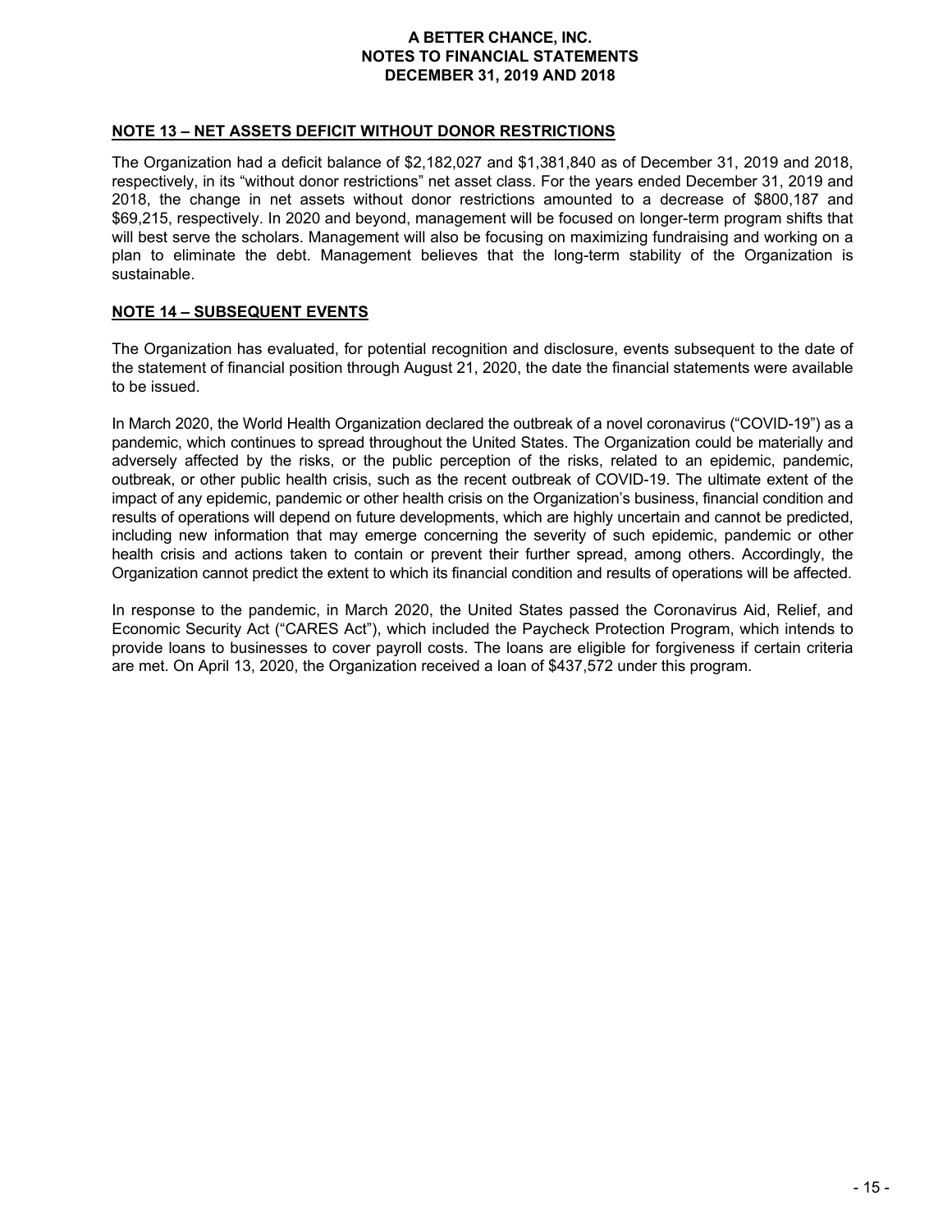## NOTE 13 – NET ASSETS DEFICIT WITHOUT DONOR RESTRICTIONS

The Organization had a deficit balance of $2,182,027 and $1,381,840 as of December 31, 2019 and 2018, respectively, in its "without donor restrictions" net asset class. For the years ended December 31, 2019 and 2018, the change in net assets without donor restrictions amounted to a decrease of $800,187 and $69,215, respectively. In 2020 and beyond, management will be focused on longer-term program shifts that will best serve the scholars. Management will also be focusing on maximizing fundraising and working on a plan to eliminate the debt. Management believes that the long-term stability of the Organization is sustainable.

## NOTE 14 – SUBSEQUENT EVENTS

The Organization has evaluated, for potential recognition and disclosure, events subsequent to the date of the statement of financial position through August 21, 2020, the date the financial statements were available to be issued.

In March 2020, the World Health Organization declared the outbreak of a novel coronavirus ("COVID-19") as a pandemic, which continues to spread throughout the United States. The Organization could be materially and adversely affected by the risks, or the public perception of the risks, related to an epidemic, pandemic, outbreak, or other public health crisis, such as the recent outbreak of COVID-19. The ultimate extent of the impact of any epidemic, pandemic or other health crisis on the Organization's business, financial condition and results of operations will depend on future developments, which are highly uncertain and cannot be predicted, including new information that may emerge concerning the severity of such epidemic, pandemic or other health crisis and actions taken to contain or prevent their further spread, among others. Accordingly, the Organization cannot predict the extent to which its financial condition and results of operations will be affected.

In response to the pandemic, in March 2020, the United States passed the Coronavirus Aid, Relief, and Economic Security Act ("CARES Act"), which included the Paycheck Protection Program, which intends to provide loans to businesses to cover payroll costs. The loans are eligible for forgiveness if certain criteria are met. On April 13, 2020, the Organization received a loan of $437,572 under this program.